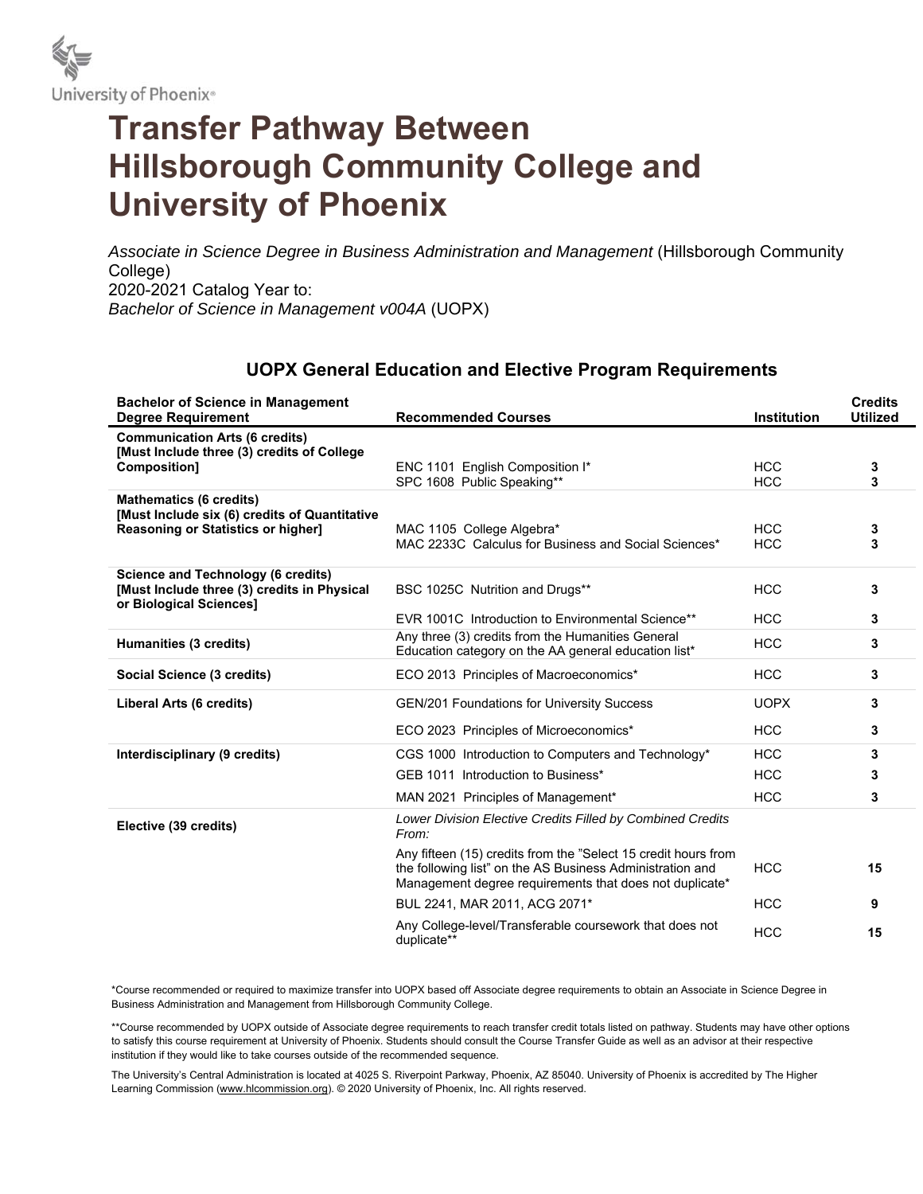University of Phoenix®

# Transfer Pathway Between Hillsborough Community College and University of Phoenix

*Associate in Science Degree in Business Administration and Management* (Hillsborough Community College)
2020-2021 Catalog Year to:
*Bachelor of Science in Management v004A* (UOPX)

## UOPX General Education and Elective Program Requirements

| Bachelor of Science in Management Degree Requirement | Recommended Courses | Institution | Credits Utilized |
|---|---|---|---|
| **Communication Arts (6 credits) [Must Include three (3) credits of College Composition]** | ENC 1101 English Composition I* | HCC | **3** |
| | SPC 1608 Public Speaking** | HCC | **3** |
| **Mathematics (6 credits) [Must Include six (6) credits of Quantitative Reasoning or Statistics or higher]** | MAC 1105 College Algebra* | HCC | **3** |
| | MAC 2233C Calculus for Business and Social Sciences* | HCC | **3** |
| **Science and Technology (6 credits) [Must Include three (3) credits in Physical or Biological Sciences]** | BSC 1025C Nutrition and Drugs** | HCC | **3** |
| | EVR 1001C Introduction to Environmental Science** | HCC | **3** |
| **Humanities (3 credits)** | Any three (3) credits from the Humanities General Education category on the AA general education list* | HCC | **3** |
| **Social Science (3 credits)** | ECO 2013 Principles of Macroeconomics* | HCC | **3** |
| **Liberal Arts (6 credits)** | GEN/201 Foundations for University Success | UOPX | **3** |
| | ECO 2023 Principles of Microeconomics* | HCC | **3** |
| **Interdisciplinary (9 credits)** | CGS 1000 Introduction to Computers and Technology* | HCC | **3** |
| | GEB 1011 Introduction to Business* | HCC | **3** |
| | MAN 2021 Principles of Management* | HCC | **3** |
| **Elective (39 credits)** | *Lower Division Elective Credits Filled by Combined Credits From:* | | |
| | Any fifteen (15) credits from the "Select 15 credit hours from the following list" on the AS Business Administration and Management degree requirements that does not duplicate* | HCC | **15** |
| | BUL 2241, MAR 2011, ACG 2071* | HCC | **9** |
| | Any College-level/Transferable coursework that does not duplicate** | HCC | **15** |

*Course recommended or required to maximize transfer into UOPX based off Associate degree requirements to obtain an Associate in Science Degree in Business Administration and Management from Hillsborough Community College.

**Course recommended by UOPX outside of Associate degree requirements to reach transfer credit totals listed on pathway. Students may have other options to satisfy this course requirement at University of Phoenix. Students should consult the Course Transfer Guide as well as an advisor at their respective institution if they would like to take courses outside of the recommended sequence.

The University's Central Administration is located at 4025 S. Riverpoint Parkway, Phoenix, AZ 85040. University of Phoenix is accredited by The Higher Learning Commission (www.hlcommission.org). © 2020 University of Phoenix, Inc. All rights reserved.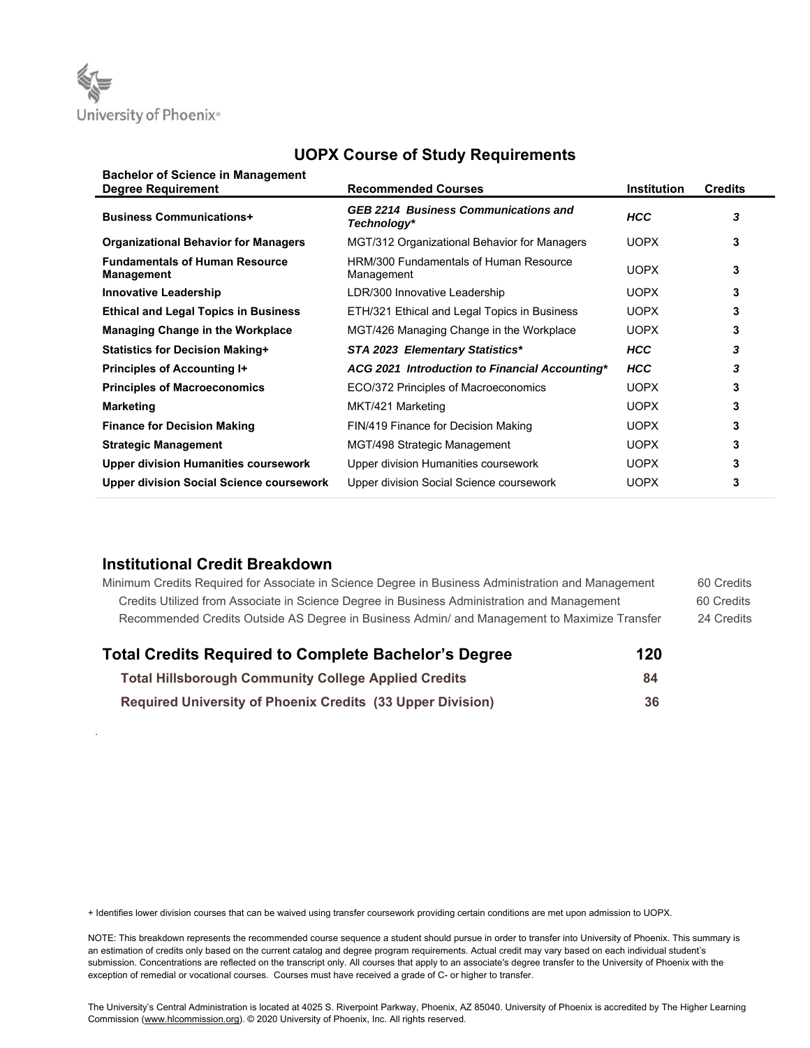University of Phoenix®

## UOPX Course of Study Requirements

| Bachelor of Science in Management Degree Requirement | Recommended Courses | Institution | Credits |
|---|---|---|---|
| **Business Communications+** | ***GEB 2214 Business Communications and Technology**** | ***HCC*** | ***3*** |
| **Organizational Behavior for Managers** | MGT/312 Organizational Behavior for Managers | UOPX | **3** |
| **Fundamentals of Human Resource Management** | HRM/300 Fundamentals of Human Resource Management | UOPX | **3** |
| **Innovative Leadership** | LDR/300 Innovative Leadership | UOPX | **3** |
| **Ethical and Legal Topics in Business** | ETH/321 Ethical and Legal Topics in Business | UOPX | **3** |
| **Managing Change in the Workplace** | MGT/426 Managing Change in the Workplace | UOPX | **3** |
| **Statistics for Decision Making+** | ***STA 2023 Elementary Statistics**** | ***HCC*** | ***3*** |
| **Principles of Accounting I+** | ***ACG 2021 Introduction to Financial Accounting**** | ***HCC*** | ***3*** |
| **Principles of Macroeconomics** | ECO/372 Principles of Macroeconomics | UOPX | **3** |
| **Marketing** | MKT/421 Marketing | UOPX | **3** |
| **Finance for Decision Making** | FIN/419 Finance for Decision Making | UOPX | **3** |
| **Strategic Management** | MGT/498 Strategic Management | UOPX | **3** |
| **Upper division Humanities coursework** | Upper division Humanities coursework | UOPX | **3** |
| **Upper division Social Science coursework** | Upper division Social Science coursework | UOPX | **3** |

### Institutional Credit Breakdown

| | |
|---|---|
| Minimum Credits Required for Associate in Science Degree in Business Administration and Management | 60 Credits |
| Credits Utilized from Associate in Science Degree in Business Administration and Management | 60 Credits |
| Recommended Credits Outside AS Degree in Business Admin/ and Management to Maximize Transfer | 24 Credits |

| | |
|---|---|
| **Total Credits Required to Complete Bachelor's Degree** | **120** |
| **Total Hillsborough Community College Applied Credits** | **84** |
| **Required University of Phoenix Credits (33 Upper Division)** | **36** |

+ Identifies lower division courses that can be waived using transfer coursework providing certain conditions are met upon admission to UOPX.

NOTE: This breakdown represents the recommended course sequence a student should pursue in order to transfer into University of Phoenix. This summary is an estimation of credits only based on the current catalog and degree program requirements. Actual credit may vary based on each individual student's submission. Concentrations are reflected on the transcript only. All courses that apply to an associate's degree transfer to the University of Phoenix with the exception of remedial or vocational courses. Courses must have received a grade of C- or higher to transfer.

The University's Central Administration is located at 4025 S. Riverpoint Parkway, Phoenix, AZ 85040. University of Phoenix is accredited by The Higher Learning Commission (www.hlcommission.org). © 2020 University of Phoenix, Inc. All rights reserved.